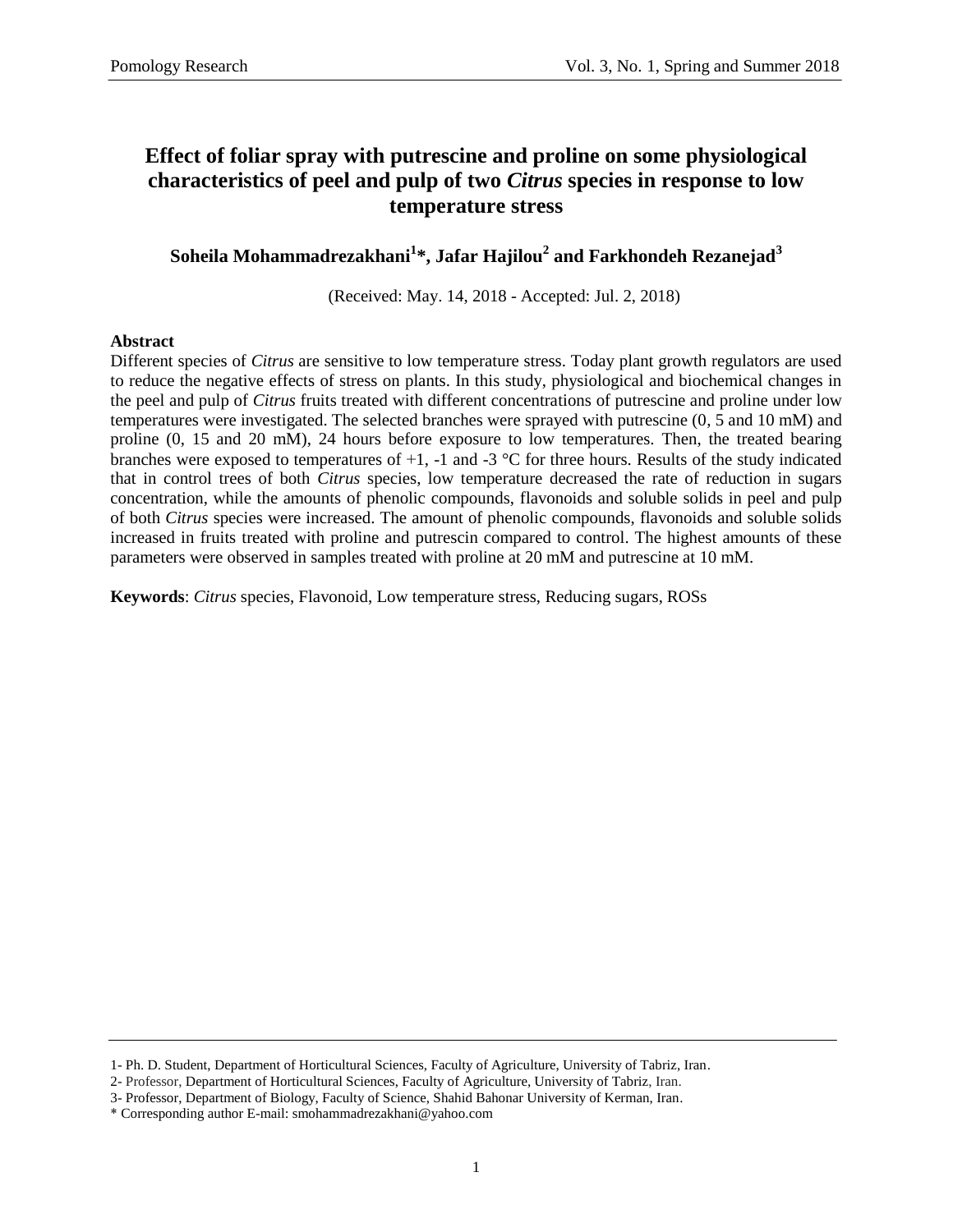# Effect of foliar spray with putrescine and proline on some physiological characteristics of peel and pulp of two *Citrus* species in response to low temperature stress

**Soheila Mohammadrezakhani[1]\*, Jafar Hajilou[2] and Farkhondeh Rezanejad[3]**

(Received: May. 14, 2018 - Accepted: Jul. 2, 2018)

**Abstract**

Different species of *Citrus* are sensitive to low temperature stress. Today plant growth regulators are used to reduce the negative effects of stress on plants. In this study, physiological and biochemical changes in the peel and pulp of *Citrus* fruits treated with different concentrations of putrescine and proline under low temperatures were investigated. The selected branches were sprayed with putrescine (0, 5 and 10 mM) and proline (0, 15 and 20 mM), 24 hours before exposure to low temperatures. Then, the treated bearing branches were exposed to temperatures of +1, -1 and -3 °C for three hours. Results of the study indicated that in control trees of both *Citrus* species, low temperature decreased the rate of reduction in sugars concentration, while the amounts of phenolic compounds, flavonoids and soluble solids in peel and pulp of both *Citrus* species were increased. The amount of phenolic compounds, flavonoids and soluble solids increased in fruits treated with proline and putrescin compared to control. The highest amounts of these parameters were observed in samples treated with proline at 20 mM and putrescine at 10 mM.

**Keywords**: *Citrus* species, Flavonoid, Low temperature stress, Reducing sugars, ROSs

---

1- Ph. D. Student, Department of Horticultural Sciences, Faculty of Agriculture, University of Tabriz, Iran.

2- Professor, Department of Horticultural Sciences, Faculty of Agriculture, University of Tabriz, Iran.

3- Professor, Department of Biology, Faculty of Science, Shahid Bahonar University of Kerman, Iran.

\* Corresponding author E-mail: smohammadrezakhani@yahoo.com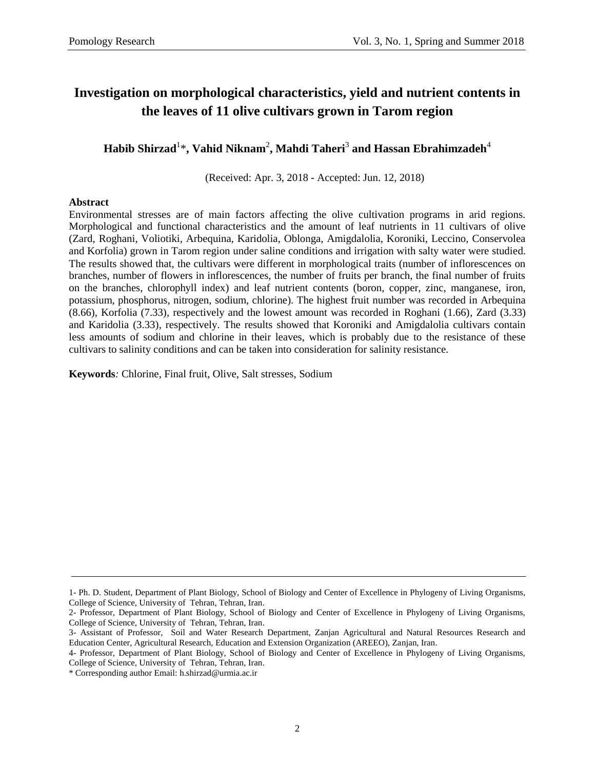# Investigation on morphological characteristics, yield and nutrient contents in the leaves of 11 olive cultivars grown in Tarom region

**Habib Shirzad[1]\*, Vahid Niknam[2], Mahdi Taheri[3] and Hassan Ebrahimzadeh[4]**

(Received: Apr. 3, 2018 - Accepted: Jun. 12, 2018)

**Abstract**

Environmental stresses are of main factors affecting the olive cultivation programs in arid regions. Morphological and functional characteristics and the amount of leaf nutrients in 11 cultivars of olive (Zard, Roghani, Voliotiki, Arbequina, Karidolia, Oblonga, Amigdalolia, Koroniki, Leccino, Conservolea and Korfolia) grown in Tarom region under saline conditions and irrigation with salty water were studied. The results showed that, the cultivars were different in morphological traits (number of inflorescences on branches, number of flowers in inflorescences, the number of fruits per branch, the final number of fruits on the branches, chlorophyll index) and leaf nutrient contents (boron, copper, zinc, manganese, iron, potassium, phosphorus, nitrogen, sodium, chlorine). The highest fruit number was recorded in Arbequina (8.66), Korfolia (7.33), respectively and the lowest amount was recorded in Roghani (1.66), Zard (3.33) and Karidolia (3.33), respectively. The results showed that Koroniki and Amigdalolia cultivars contain less amounts of sodium and chlorine in their leaves, which is probably due to the resistance of these cultivars to salinity conditions and can be taken into consideration for salinity resistance.

**Keywords***:* Chlorine, Final fruit, Olive, Salt stresses, Sodium

---

1- Ph. D. Student, Department of Plant Biology, School of Biology and Center of Excellence in Phylogeny of Living Organisms, College of Science, University of Tehran, Tehran, Iran.

2- Professor, Department of Plant Biology, School of Biology and Center of Excellence in Phylogeny of Living Organisms, College of Science, University of Tehran, Tehran, Iran.

3- Assistant of Professor, Soil and Water Research Department, Zanjan Agricultural and Natural Resources Research and Education Center, Agricultural Research, Education and Extension Organization (AREEO), Zanjan, Iran.

4- Professor, Department of Plant Biology, School of Biology and Center of Excellence in Phylogeny of Living Organisms, College of Science, University of Tehran, Tehran, Iran.

\* Corresponding author Email: h.shirzad@urmia.ac.ir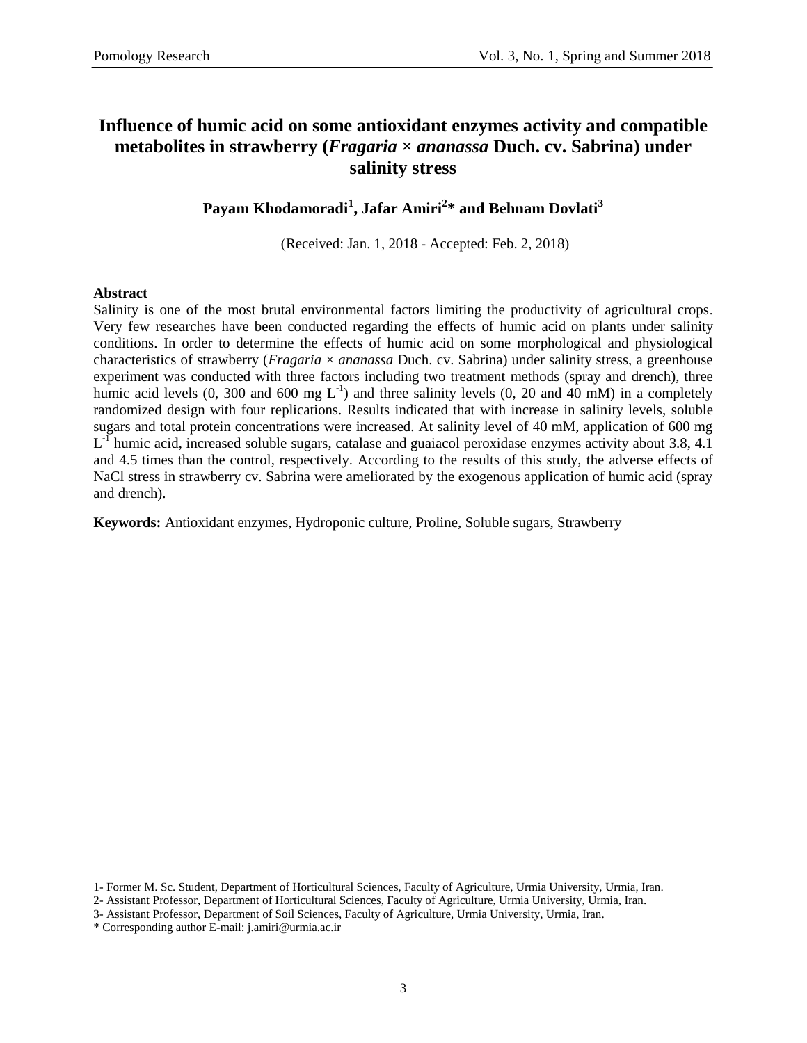# Influence of humic acid on some antioxidant enzymes activity and compatible metabolites in strawberry (*Fragaria × ananassa* Duch. cv. Sabrina) under salinity stress

**Payam Khodamoradi[1], Jafar Amiri[2]* and Behnam Dovlati[3]**

(Received: Jan. 1, 2018 - Accepted: Feb. 2, 2018)

## Abstract

Salinity is one of the most brutal environmental factors limiting the productivity of agricultural crops. Very few researches have been conducted regarding the effects of humic acid on plants under salinity conditions. In order to determine the effects of humic acid on some morphological and physiological characteristics of strawberry (*Fragaria × ananassa* Duch. cv. Sabrina) under salinity stress, a greenhouse experiment was conducted with three factors including two treatment methods (spray and drench), three humic acid levels (0, 300 and 600 mg $L^{-1}$) and three salinity levels (0, 20 and 40 mM) in a completely randomized design with four replications. Results indicated that with increase in salinity levels, soluble sugars and total protein concentrations were increased. At salinity level of 40 mM, application of 600 mg $L^{-1}$ humic acid, increased soluble sugars, catalase and guaiacol peroxidase enzymes activity about 3.8, 4.1 and 4.5 times than the control, respectively. According to the results of this study, the adverse effects of NaCl stress in strawberry cv. Sabrina were ameliorated by the exogenous application of humic acid (spray and drench).

**Keywords:** Antioxidant enzymes, Hydroponic culture, Proline, Soluble sugars, Strawberry

---

1- Former M. Sc. Student, Department of Horticultural Sciences, Faculty of Agriculture, Urmia University, Urmia, Iran.

2- Assistant Professor, Department of Horticultural Sciences, Faculty of Agriculture, Urmia University, Urmia, Iran.

3- Assistant Professor, Department of Soil Sciences, Faculty of Agriculture, Urmia University, Urmia, Iran.

* Corresponding author E-mail: j.amiri@urmia.ac.ir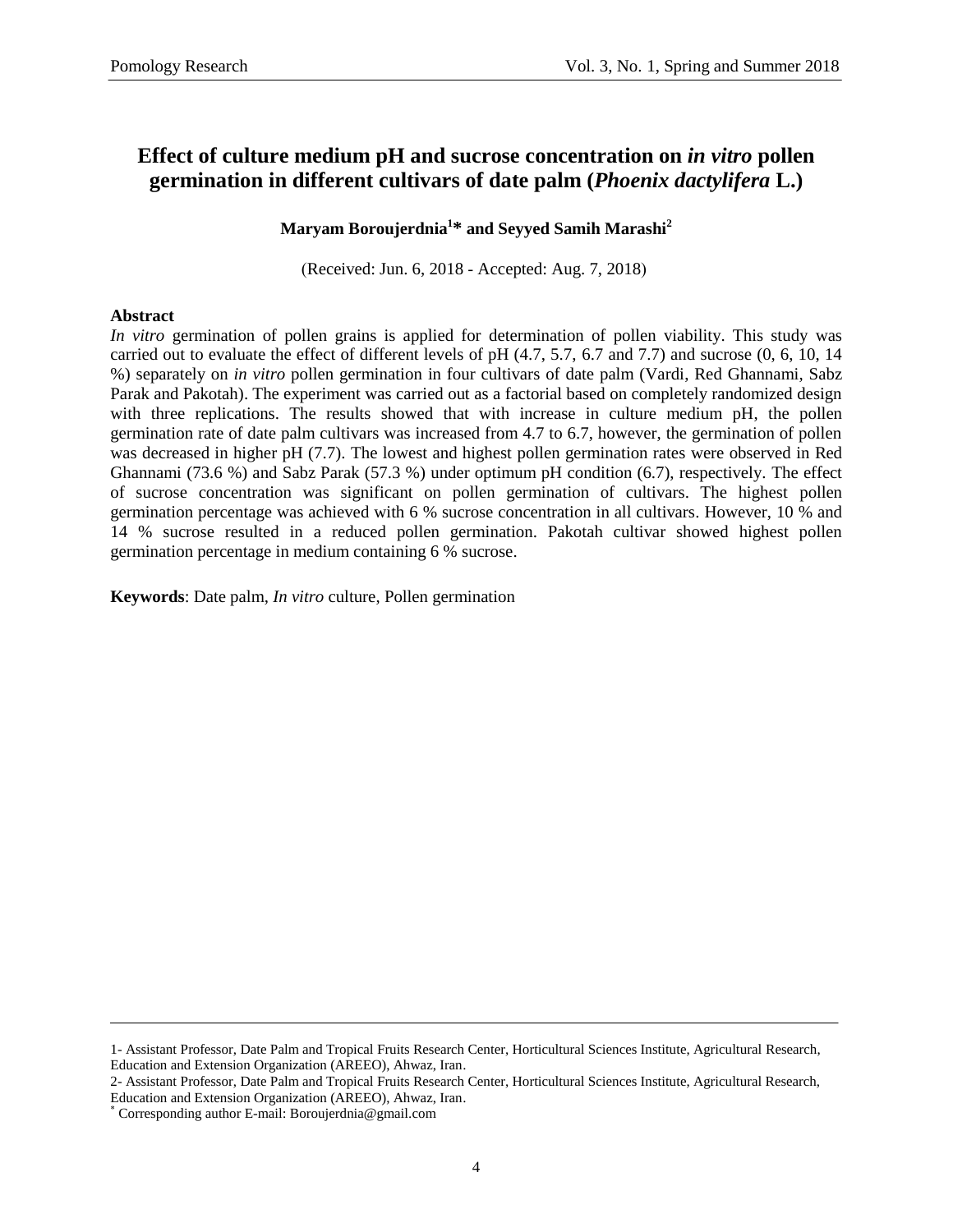# Effect of culture medium pH and sucrose concentration on *in vitro* pollen germination in different cultivars of date palm (*Phoenix dactylifera* L.)

**Maryam Boroujerdnia[1]* and Seyyed Samih Marashi[2]**

(Received: Jun. 6, 2018 - Accepted: Aug. 7, 2018)

**Abstract**

*In vitro* germination of pollen grains is applied for determination of pollen viability. This study was carried out to evaluate the effect of different levels of pH (4.7, 5.7, 6.7 and 7.7) and sucrose (0, 6, 10, 14 %) separately on *in vitro* pollen germination in four cultivars of date palm (Vardi, Red Ghannami, Sabz Parak and Pakotah). The experiment was carried out as a factorial based on completely randomized design with three replications. The results showed that with increase in culture medium pH, the pollen germination rate of date palm cultivars was increased from 4.7 to 6.7, however, the germination of pollen was decreased in higher pH (7.7). The lowest and highest pollen germination rates were observed in Red Ghannami (73.6 %) and Sabz Parak (57.3 %) under optimum pH condition (6.7), respectively. The effect of sucrose concentration was significant on pollen germination of cultivars. The highest pollen germination percentage was achieved with 6 % sucrose concentration in all cultivars. However, 10 % and 14 % sucrose resulted in a reduced pollen germination. Pakotah cultivar showed highest pollen germination percentage in medium containing 6 % sucrose.

**Keywords**: Date palm, *In vitro* culture, Pollen germination

---

1- Assistant Professor, Date Palm and Tropical Fruits Research Center, Horticultural Sciences Institute, Agricultural Research, Education and Extension Organization (AREEO), Ahwaz, Iran.

2- Assistant Professor, Date Palm and Tropical Fruits Research Center, Horticultural Sciences Institute, Agricultural Research, Education and Extension Organization (AREEO), Ahwaz, Iran.

* Corresponding author E-mail: Boroujerdnia@gmail.com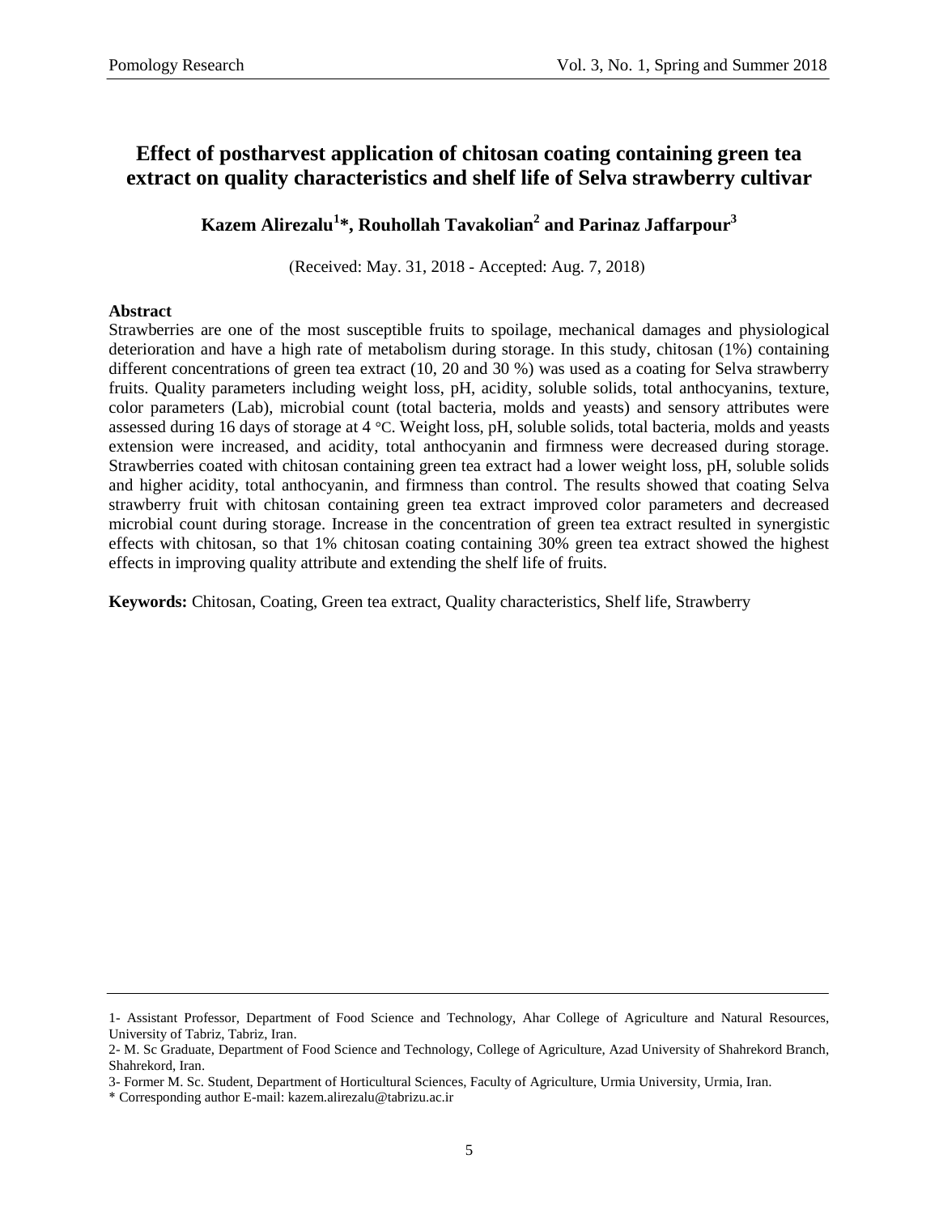# Effect of postharvest application of chitosan coating containing green tea extract on quality characteristics and shelf life of Selva strawberry cultivar

**Kazem Alirezalu[1]*, Rouhollah Tavakolian[2] and Parinaz Jaffarpour[3]**

(Received: May. 31, 2018 - Accepted: Aug. 7, 2018)

**Abstract**

Strawberries are one of the most susceptible fruits to spoilage, mechanical damages and physiological deterioration and have a high rate of metabolism during storage. In this study, chitosan (1%) containing different concentrations of green tea extract (10, 20 and 30 %) was used as a coating for Selva strawberry fruits. Quality parameters including weight loss, pH, acidity, soluble solids, total anthocyanins, texture, color parameters (Lab), microbial count (total bacteria, molds and yeasts) and sensory attributes were assessed during 16 days of storage at 4 °C. Weight loss, pH, soluble solids, total bacteria, molds and yeasts extension were increased, and acidity, total anthocyanin and firmness were decreased during storage. Strawberries coated with chitosan containing green tea extract had a lower weight loss, pH, soluble solids and higher acidity, total anthocyanin, and firmness than control. The results showed that coating Selva strawberry fruit with chitosan containing green tea extract improved color parameters and decreased microbial count during storage. Increase in the concentration of green tea extract resulted in synergistic effects with chitosan, so that 1% chitosan coating containing 30% green tea extract showed the highest effects in improving quality attribute and extending the shelf life of fruits.

**Keywords:** Chitosan, Coating, Green tea extract, Quality characteristics, Shelf life, Strawberry

---

1- Assistant Professor, Department of Food Science and Technology, Ahar College of Agriculture and Natural Resources, University of Tabriz, Tabriz, Iran.

2- M. Sc Graduate, Department of Food Science and Technology, College of Agriculture, Azad University of Shahrekord Branch, Shahrekord, Iran.

3- Former M. Sc. Student, Department of Horticultural Sciences, Faculty of Agriculture, Urmia University, Urmia, Iran.

\* Corresponding author E-mail: kazem.alirezalu@tabrizu.ac.ir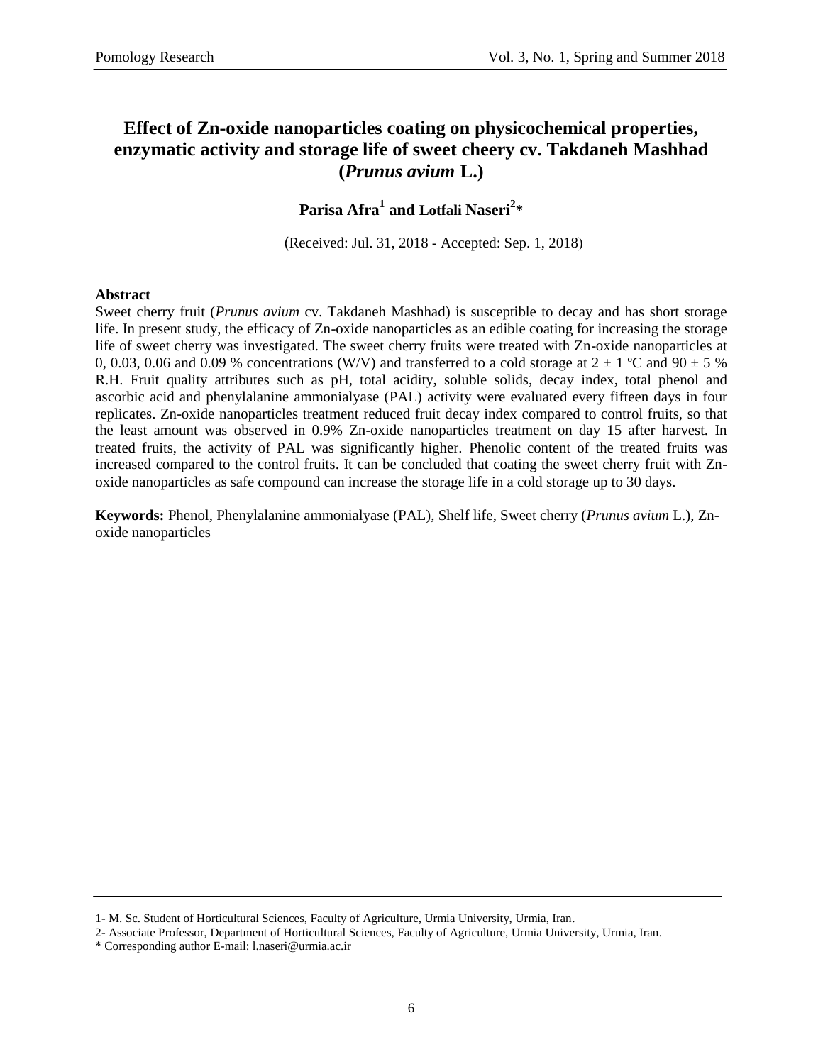# Effect of Zn-oxide nanoparticles coating on physicochemical properties, enzymatic activity and storage life of sweet cheery cv. Takdaneh Mashhad (*Prunus avium* L.)

**Parisa Afra[1] and Lotfali Naseri[2]***

(Received: Jul. 31, 2018 - Accepted: Sep. 1, 2018)

**Abstract**

Sweet cherry fruit (*Prunus avium* cv. Takdaneh Mashhad) is susceptible to decay and has short storage life. In present study, the efficacy of Zn-oxide nanoparticles as an edible coating for increasing the storage life of sweet cherry was investigated. The sweet cherry fruits were treated with Zn-oxide nanoparticles at 0, 0.03, 0.06 and 0.09 % concentrations (W/V) and transferred to a cold storage at $2 \pm 1$ ºC and $90 \pm 5$ % R.H. Fruit quality attributes such as pH, total acidity, soluble solids, decay index, total phenol and ascorbic acid and phenylalanine ammonialyase (PAL) activity were evaluated every fifteen days in four replicates. Zn-oxide nanoparticles treatment reduced fruit decay index compared to control fruits, so that the least amount was observed in 0.9% Zn-oxide nanoparticles treatment on day 15 after harvest. In treated fruits, the activity of PAL was significantly higher. Phenolic content of the treated fruits was increased compared to the control fruits. It can be concluded that coating the sweet cherry fruit with Zn-oxide nanoparticles as safe compound can increase the storage life in a cold storage up to 30 days.

**Keywords:** Phenol, Phenylalanine ammonialyase (PAL), Shelf life, Sweet cherry (*Prunus avium* L.), Zn-oxide nanoparticles

---

1- M. Sc. Student of Horticultural Sciences, Faculty of Agriculture, Urmia University, Urmia, Iran.

2- Associate Professor, Department of Horticultural Sciences, Faculty of Agriculture, Urmia University, Urmia, Iran.

* Corresponding author E-mail: l.naseri@urmia.ac.ir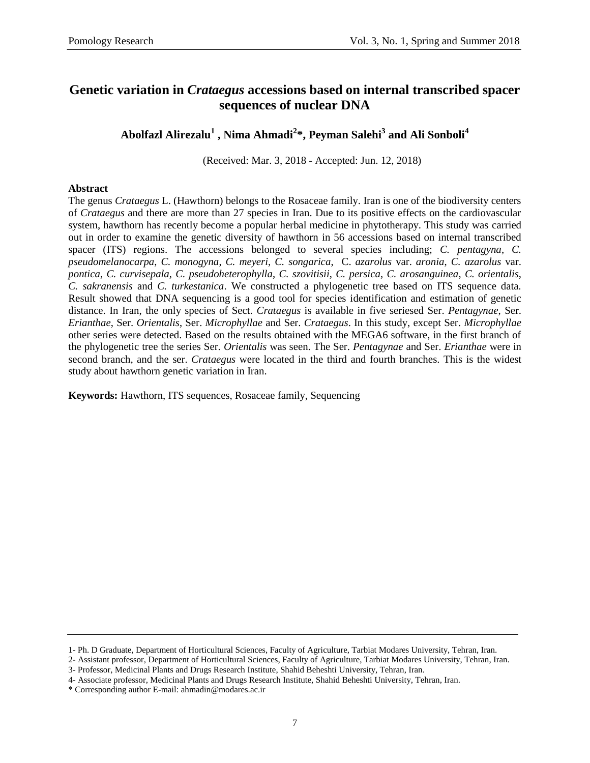# Genetic variation in *Crataegus* accessions based on internal transcribed spacer sequences of nuclear DNA

**Abolfazl Alirezalu[1], Nima Ahmadi[2]\*, Peyman Salehi[3] and Ali Sonboli[4]**

(Received: Mar. 3, 2018 - Accepted: Jun. 12, 2018)

## Abstract

The genus *Crataegus* L. (Hawthorn) belongs to the Rosaceae family. Iran is one of the biodiversity centers of *Crataegus* and there are more than 27 species in Iran. Due to its positive effects on the cardiovascular system, hawthorn has recently become a popular herbal medicine in phytotherapy. This study was carried out in order to examine the genetic diversity of hawthorn in 56 accessions based on internal transcribed spacer (ITS) regions. The accessions belonged to several species including; *C. pentagyna*, *C. pseudomelanocarpa*, *C. monogyna*, *C. meyeri*, *C. songarica*, C. *azarolus* var. *aronia*, *C. azarolus* var. *pontica*, *C. curvisepala*, *C. pseudoheterophylla*, *C. szovitisii*, *C. persica*, *C. arosanguinea*, *C. orientalis*, *C. sakranensis* and *C. turkestanica*. We constructed a phylogenetic tree based on ITS sequence data. Result showed that DNA sequencing is a good tool for species identification and estimation of genetic distance. In Iran, the only species of Sect. *Crataegus* is available in five seriesed Ser. *Pentagynae*, Ser. *Erianthae*, Ser. *Orientalis*, Ser. *Microphyllae* and Ser. *Crataegus*. In this study, except Ser. *Microphyllae* other series were detected. Based on the results obtained with the MEGA6 software, in the first branch of the phylogenetic tree the series Ser. *Orientalis* was seen. The Ser. *Pentagynae* and Ser. *Erianthae* were in second branch, and the ser. *Crataegus* were located in the third and fourth branches. This is the widest study about hawthorn genetic variation in Iran.

**Keywords:** Hawthorn, ITS sequences, Rosaceae family, Sequencing

---

1- Ph. D Graduate, Department of Horticultural Sciences, Faculty of Agriculture, Tarbiat Modares University, Tehran, Iran.

2- Assistant professor, Department of Horticultural Sciences, Faculty of Agriculture, Tarbiat Modares University, Tehran, Iran.

3- Professor, Medicinal Plants and Drugs Research Institute, Shahid Beheshti University, Tehran, Iran.

4- Associate professor, Medicinal Plants and Drugs Research Institute, Shahid Beheshti University, Tehran, Iran.

\* Corresponding author E-mail: ahmadin@modares.ac.ir